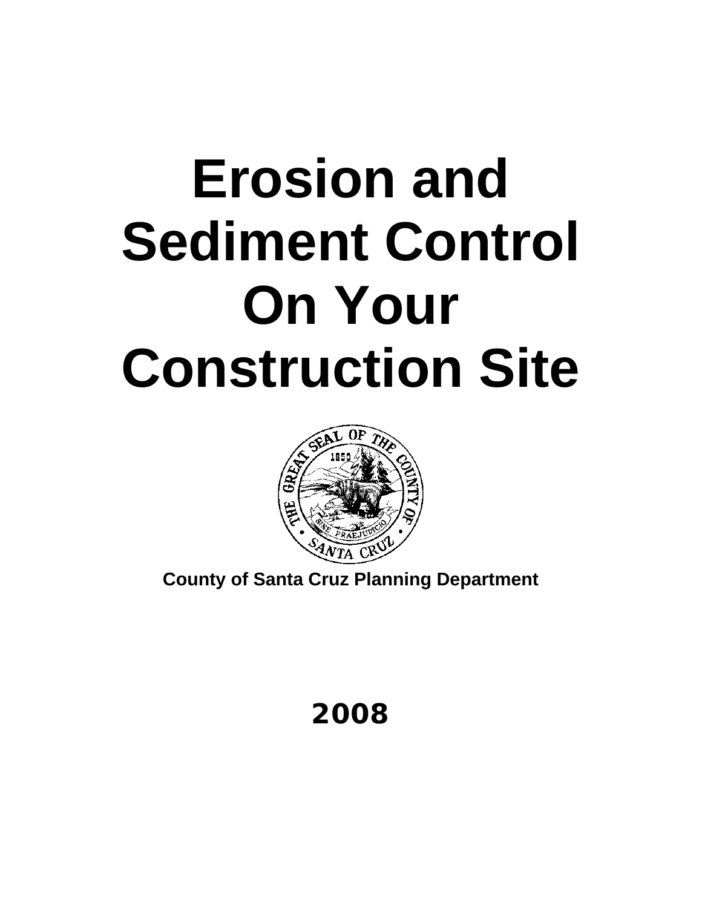# Erosion and Sediment Control On Your Construction Site

**County of Santa Cruz Planning Department**

**2008**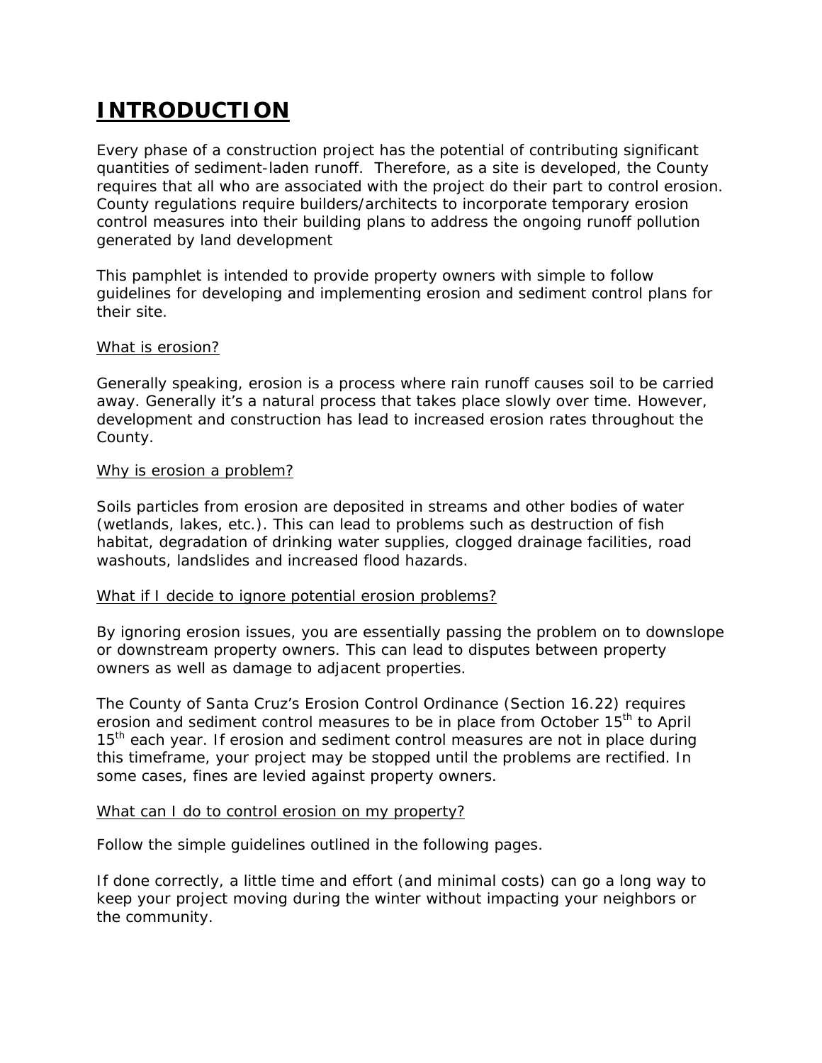# INTRODUCTION

Every phase of a construction project has the potential of contributing significant quantities of sediment-laden runoff. Therefore, as a site is developed, the County requires that all who are associated with the project do their part to control erosion. County regulations require builders/architects to incorporate temporary erosion control measures into their building plans to address the ongoing runoff pollution generated by land development

This pamphlet is intended to provide property owners with simple to follow guidelines for developing and implementing erosion and sediment control plans for their site.

<u>What is erosion?</u>

Generally speaking, erosion is a process where rain runoff causes soil to be carried away. Generally it's a natural process that takes place slowly over time. However, development and construction has lead to increased erosion rates throughout the County.

<u>Why is erosion a problem?</u>

Soils particles from erosion are deposited in streams and other bodies of water (wetlands, lakes, etc.). This can lead to problems such as destruction of fish habitat, degradation of drinking water supplies, clogged drainage facilities, road washouts, landslides and increased flood hazards.

<u>What if I decide to ignore potential erosion problems?</u>

By ignoring erosion issues, you are essentially passing the problem on to downslope or downstream property owners. This can lead to disputes between property owners as well as damage to adjacent properties.

The County of Santa Cruz's Erosion Control Ordinance (Section 16.22) requires erosion and sediment control measures to be in place from October 15th to April 15th each year. If erosion and sediment control measures are not in place during this timeframe, your project may be stopped until the problems are rectified. In some cases, fines are levied against property owners.

<u>What can I do to control erosion on my property?</u>

Follow the simple guidelines outlined in the following pages.

If done correctly, a little time and effort (and minimal costs) can go a long way to keep your project moving during the winter without impacting your neighbors or the community.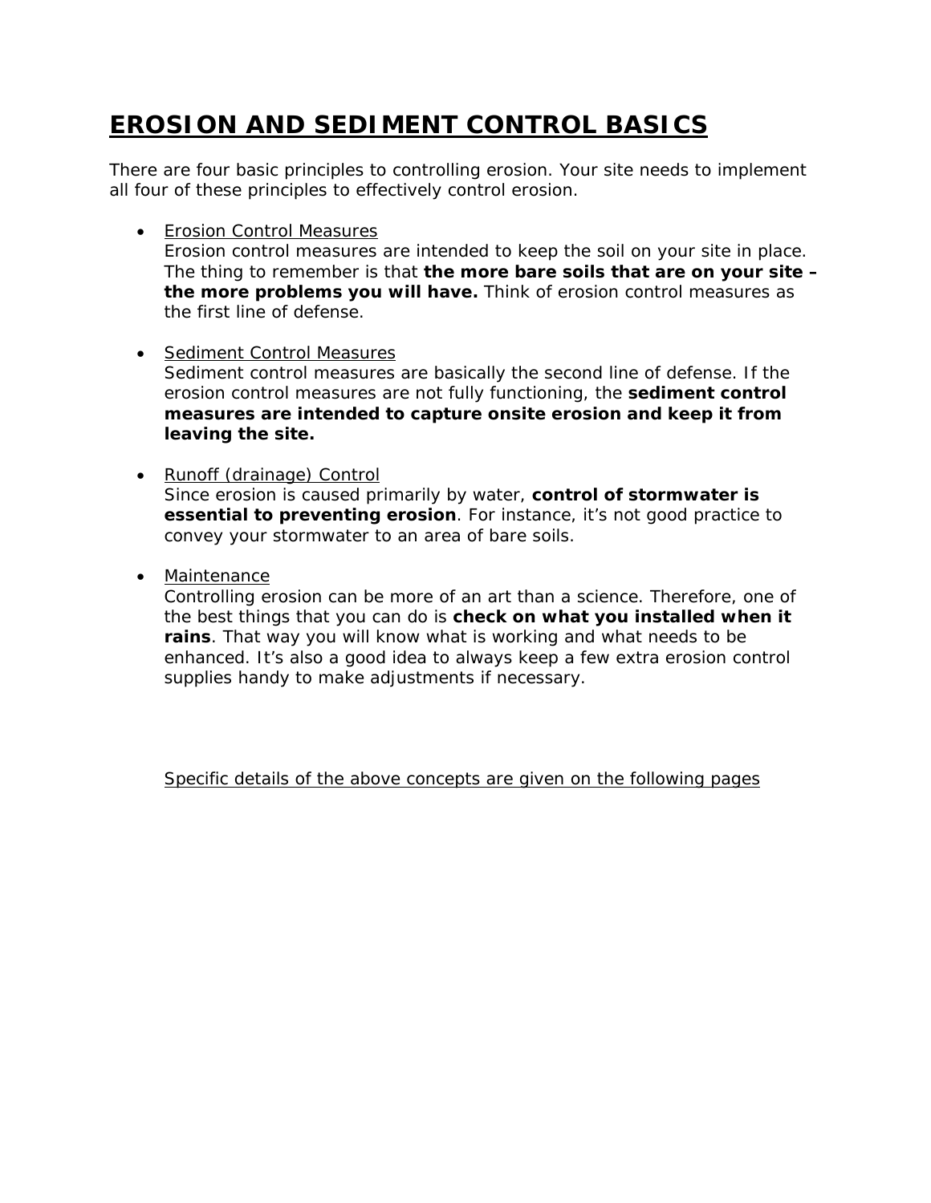# EROSION AND SEDIMENT CONTROL BASICS

There are four basic principles to controlling erosion. Your site needs to implement all four of these principles to effectively control erosion.

- Erosion Control Measures
  Erosion control measures are intended to keep the soil on your site in place. The thing to remember is that **the more bare soils that are on your site – the more problems you will have.** Think of erosion control measures as the first line of defense.

- Sediment Control Measures
  Sediment control measures are basically the second line of defense. If the erosion control measures are not fully functioning, the **sediment control measures are intended to capture onsite erosion and keep it from leaving the site.**

- Runoff (drainage) Control
  Since erosion is caused primarily by water, **control of stormwater is essential to preventing erosion**. For instance, it's not good practice to convey your stormwater to an area of bare soils.

- Maintenance
  Controlling erosion can be more of an art than a science. Therefore, one of the best things that you can do is **check on what you installed when it rains**. That way you will know what is working and what needs to be enhanced. It's also a good idea to always keep a few extra erosion control supplies handy to make adjustments if necessary.

Specific details of the above concepts are given on the following pages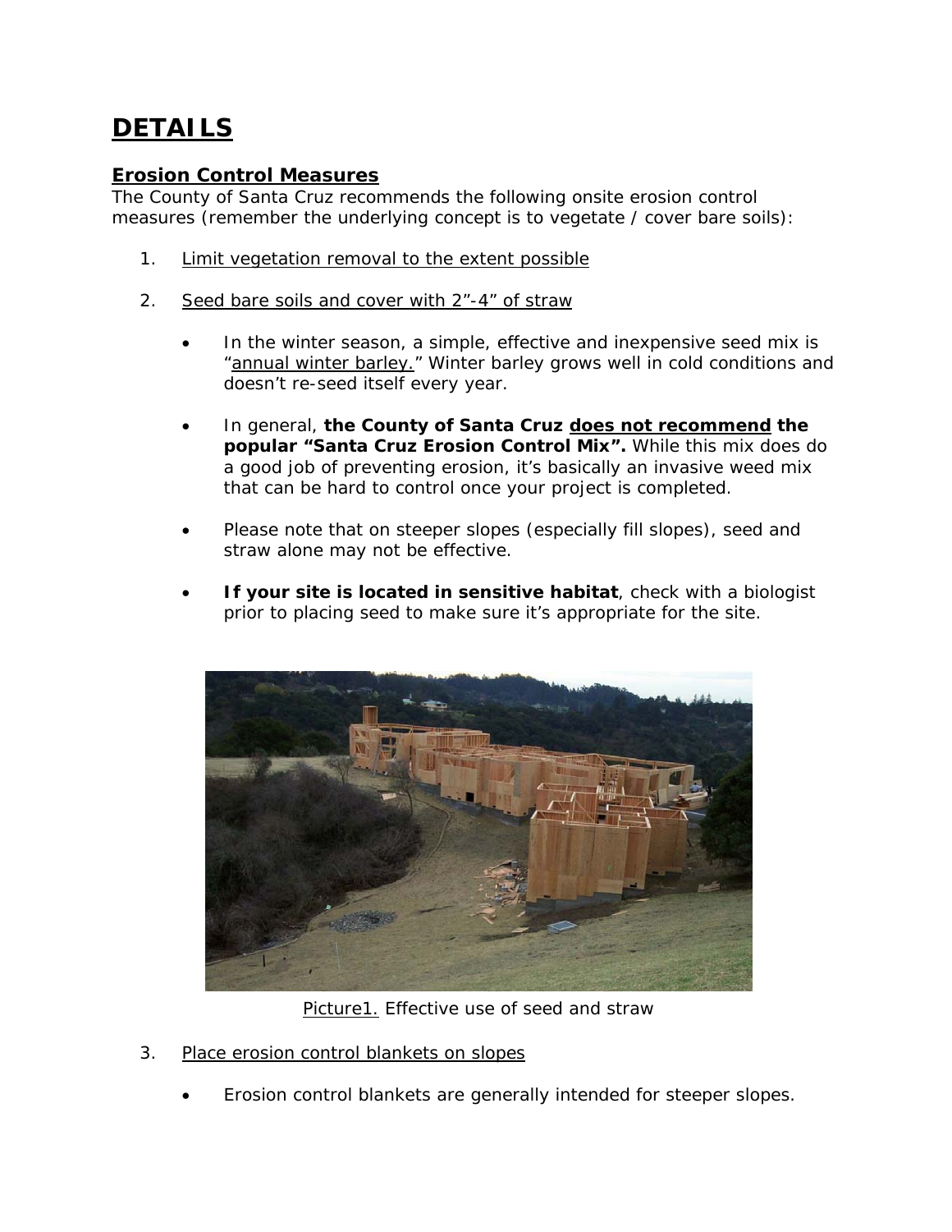# DETAILS

## Erosion Control Measures

The County of Santa Cruz recommends the following onsite erosion control measures (remember the underlying concept is to vegetate / cover bare soils):

1. Limit vegetation removal to the extent possible

2. Seed bare soils and cover with 2"-4" of straw

   - In the winter season, a simple, effective and inexpensive seed mix is "annual winter barley." Winter barley grows well in cold conditions and doesn't re-seed itself every year.

   - In general, **the County of Santa Cruz does not recommend the popular "Santa Cruz Erosion Control Mix".** While this mix does do a good job of preventing erosion, it's basically an invasive weed mix that can be hard to control once your project is completed.

   - Please note that on steeper slopes (especially fill slopes), seed and straw alone may not be effective.

   - **If your site is located in sensitive habitat**, check with a biologist prior to placing seed to make sure it's appropriate for the site.

Picture1. Effective use of seed and straw

3. Place erosion control blankets on slopes

   - Erosion control blankets are generally intended for steeper slopes.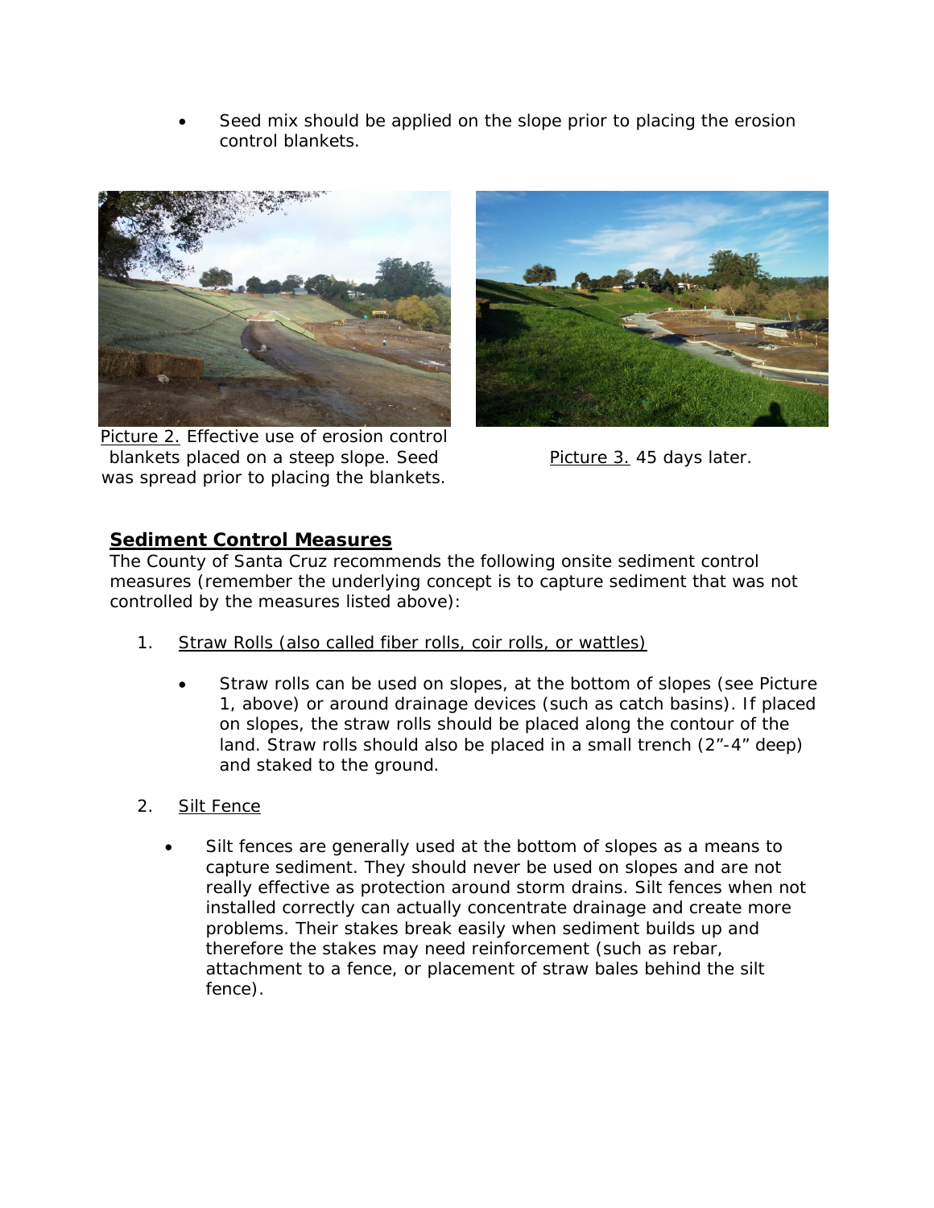- Seed mix should be applied on the slope prior to placing the erosion control blankets.

Picture 2. Effective use of erosion control blankets placed on a steep slope. Seed was spread prior to placing the blankets.

Picture 3. 45 days later.

## Sediment Control Measures

The County of Santa Cruz recommends the following onsite sediment control measures (remember the underlying concept is to capture sediment that was not controlled by the measures listed above):

1. Straw Rolls (also called fiber rolls, coir rolls, or wattles)

   - Straw rolls can be used on slopes, at the bottom of slopes (see Picture 1, above) or around drainage devices (such as catch basins). If placed on slopes, the straw rolls should be placed along the contour of the land. Straw rolls should also be placed in a small trench (2"-4" deep) and staked to the ground.

2. Silt Fence

   - Silt fences are generally used at the bottom of slopes as a means to capture sediment. They should never be used on slopes and are not really effective as protection around storm drains. Silt fences when not installed correctly can actually concentrate drainage and create more problems. Their stakes break easily when sediment builds up and therefore the stakes may need reinforcement (such as rebar, attachment to a fence, or placement of straw bales behind the silt fence).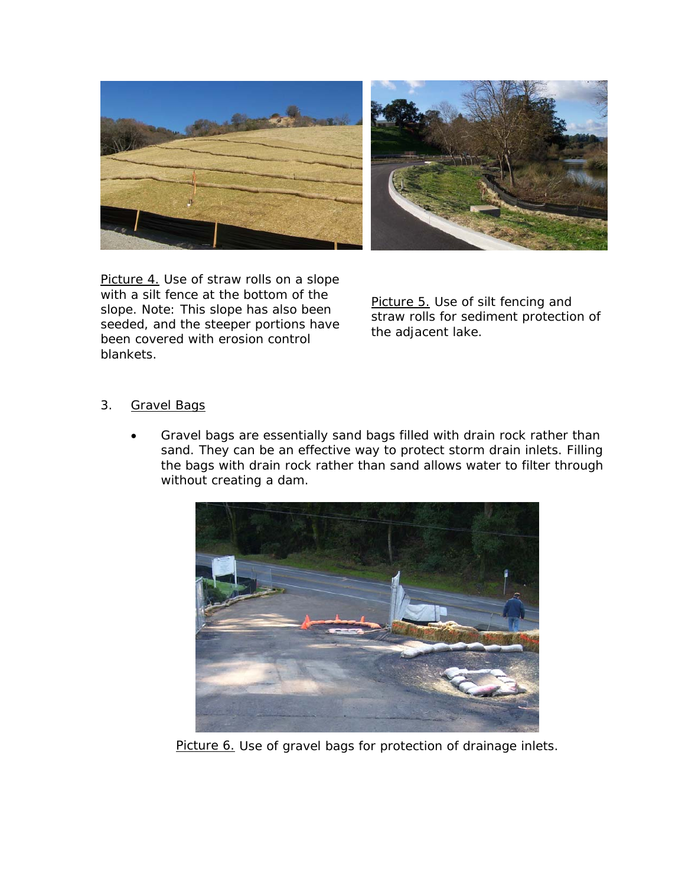Picture 4. Use of straw rolls on a slope with a silt fence at the bottom of the slope. Note: This slope has also been seeded, and the steeper portions have been covered with erosion control blankets.

Picture 5. Use of silt fencing and straw rolls for sediment protection of the adjacent lake.

3. Gravel Bags

- Gravel bags are essentially sand bags filled with drain rock rather than sand. They can be an effective way to protect storm drain inlets. Filling the bags with drain rock rather than sand allows water to filter through without creating a dam.

Picture 6. Use of gravel bags for protection of drainage inlets.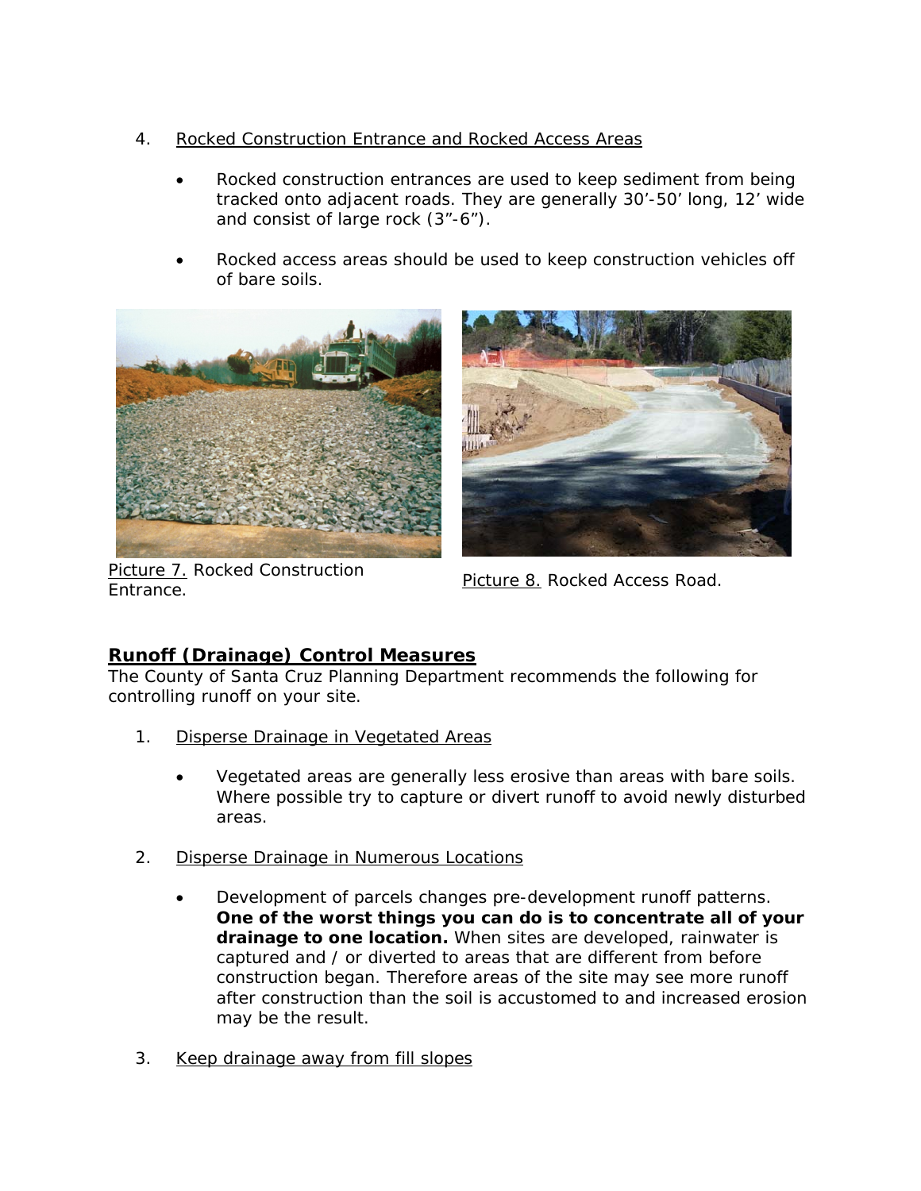4. Rocked Construction Entrance and Rocked Access Areas

   - Rocked construction entrances are used to keep sediment from being tracked onto adjacent roads. They are generally 30'-50' long, 12' wide and consist of large rock (3"-6").

   - Rocked access areas should be used to keep construction vehicles off of bare soils.

Picture 7. Rocked Construction Entrance.

Picture 8. Rocked Access Road.

## Runoff (Drainage) Control Measures

The County of Santa Cruz Planning Department recommends the following for controlling runoff on your site.

1. Disperse Drainage in Vegetated Areas

   - Vegetated areas are generally less erosive than areas with bare soils. Where possible try to capture or divert runoff to avoid newly disturbed areas.

2. Disperse Drainage in Numerous Locations

   - Development of parcels changes pre-development runoff patterns. **One of the worst things you can do is to concentrate all of your drainage to one location.** When sites are developed, rainwater is captured and / or diverted to areas that are different from before construction began. Therefore areas of the site may see more runoff after construction than the soil is accustomed to and increased erosion may be the result.

3. Keep drainage away from fill slopes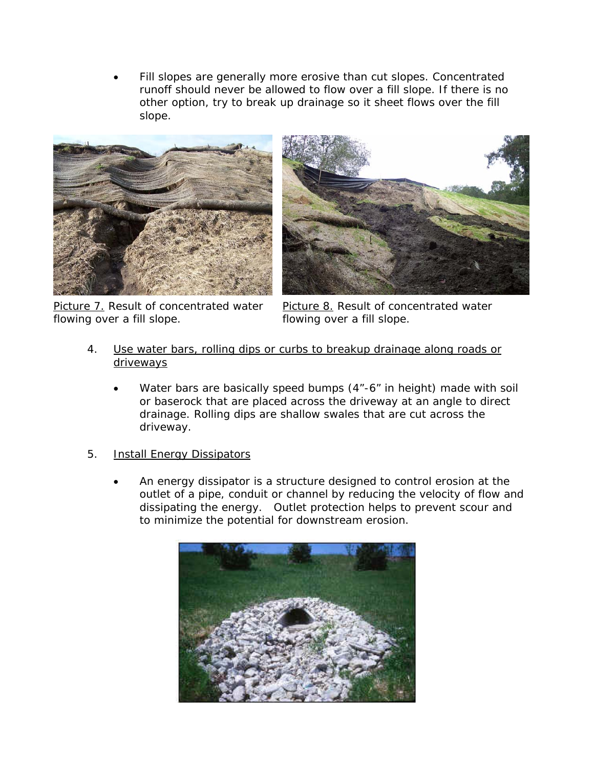- Fill slopes are generally more erosive than cut slopes. Concentrated runoff should never be allowed to flow over a fill slope. If there is no other option, try to break up drainage so it sheet flows over the fill slope.

Picture 7. Result of concentrated water flowing over a fill slope.

Picture 8. Result of concentrated water flowing over a fill slope.

4. Use water bars, rolling dips or curbs to breakup drainage along roads or driveways

   - Water bars are basically speed bumps (4"-6" in height) made with soil or baserock that are placed across the driveway at an angle to direct drainage. Rolling dips are shallow swales that are cut across the driveway.

5. Install Energy Dissipators

   - An energy dissipator is a structure designed to control erosion at the outlet of a pipe, conduit or channel by reducing the velocity of flow and dissipating the energy. Outlet protection helps to prevent scour and to minimize the potential for downstream erosion.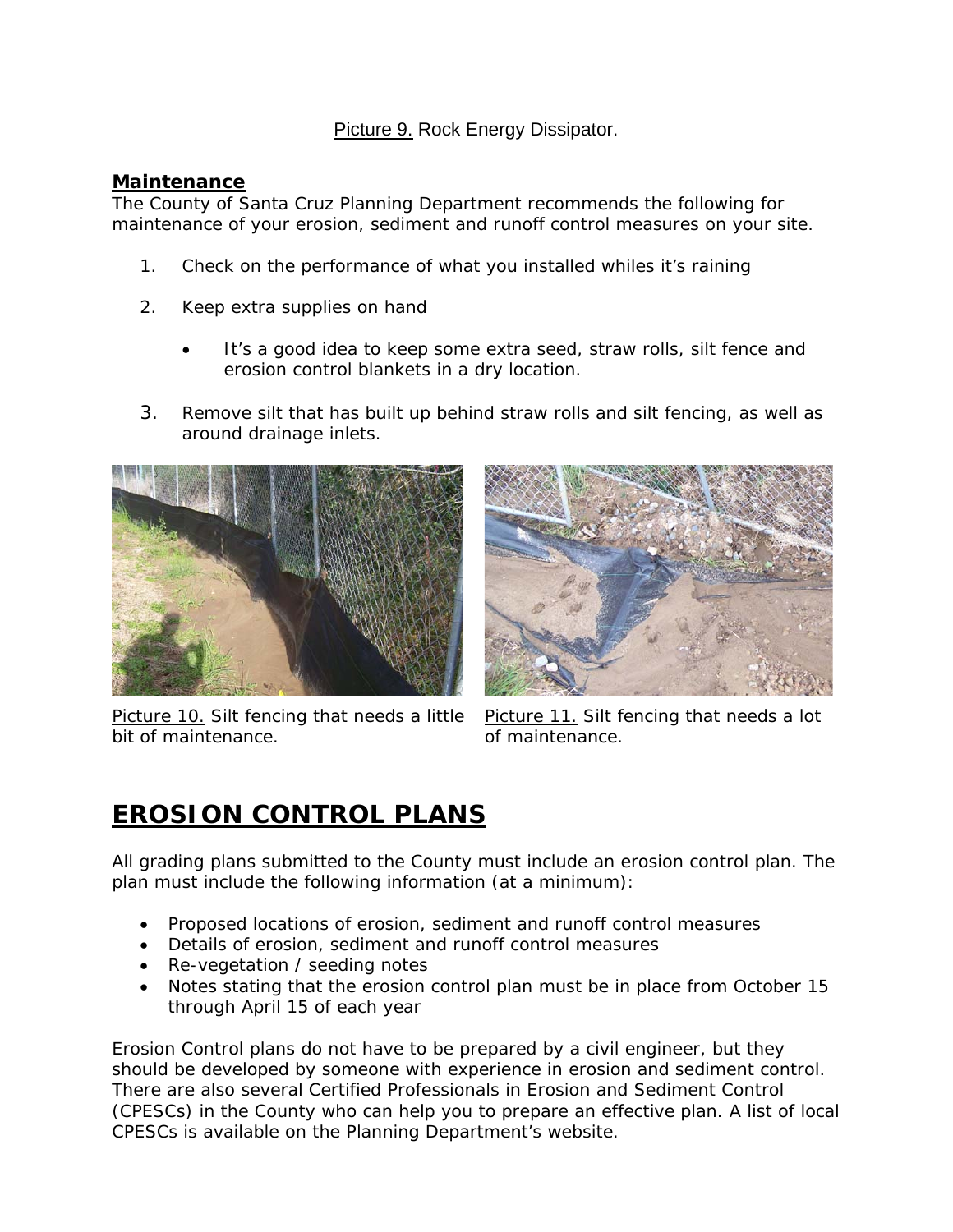Picture 9. Rock Energy Dissipator.

**Maintenance**

The County of Santa Cruz Planning Department recommends the following for maintenance of your erosion, sediment and runoff control measures on your site.

1. Check on the performance of what you installed whiles it's raining

2. Keep extra supplies on hand

   - It's a good idea to keep some extra seed, straw rolls, silt fence and erosion control blankets in a dry location.

3. Remove silt that has built up behind straw rolls and silt fencing, as well as around drainage inlets.

Picture 10. Silt fencing that needs a little bit of maintenance.

Picture 11. Silt fencing that needs a lot of maintenance.

# EROSION CONTROL PLANS

All grading plans submitted to the County must include an erosion control plan. The plan must include the following information (at a minimum):

- Proposed locations of erosion, sediment and runoff control measures
- Details of erosion, sediment and runoff control measures
- Re-vegetation / seeding notes
- Notes stating that the erosion control plan must be in place from October 15 through April 15 of each year

Erosion Control plans do not have to be prepared by a civil engineer, but they should be developed by someone with experience in erosion and sediment control. There are also several Certified Professionals in Erosion and Sediment Control (CPESCs) in the County who can help you to prepare an effective plan. A list of local CPESCs is available on the Planning Department's website.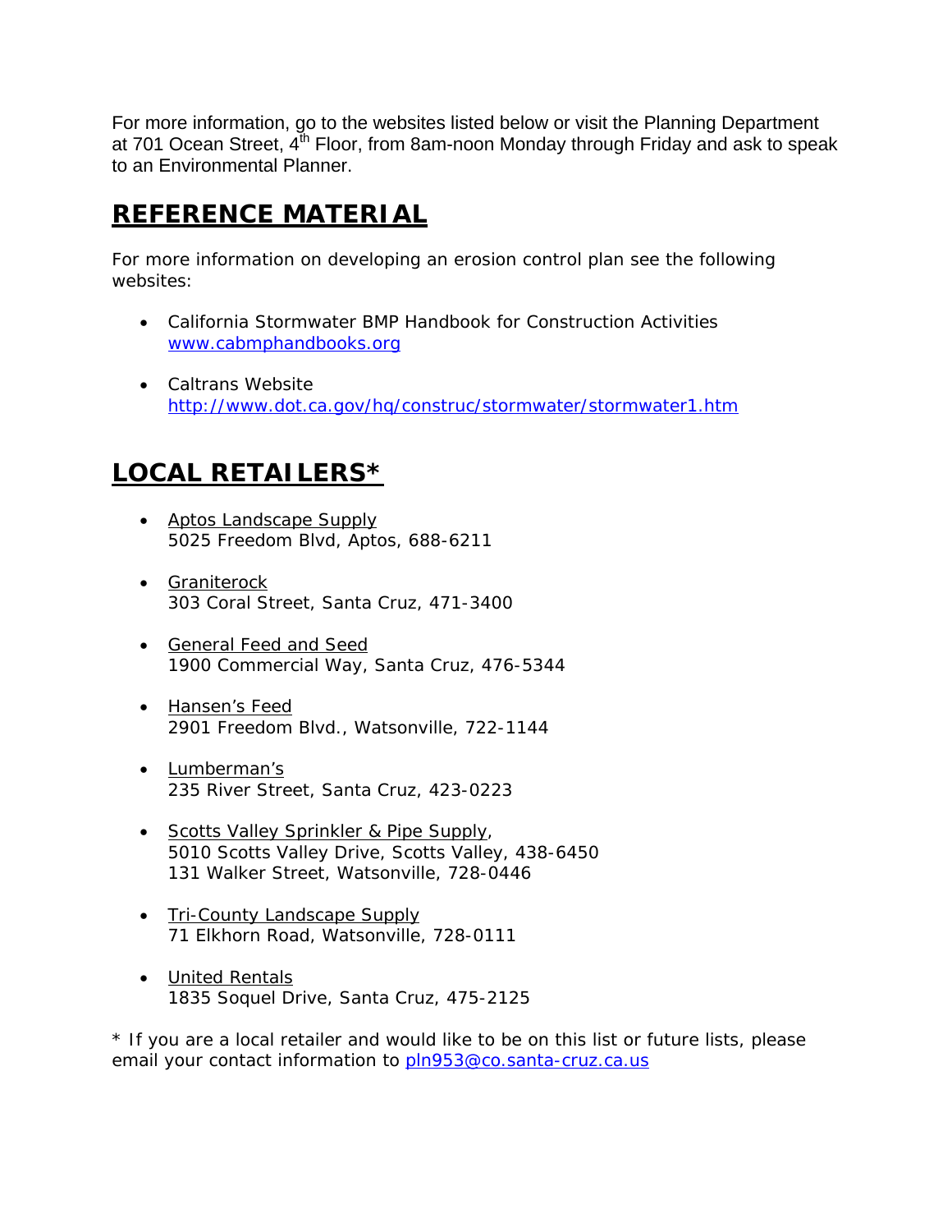For more information, go to the websites listed below or visit the Planning Department at 701 Ocean Street, 4th Floor, from 8am-noon Monday through Friday and ask to speak to an Environmental Planner.

## REFERENCE MATERIAL

For more information on developing an erosion control plan see the following websites:

- California Stormwater BMP Handbook for Construction Activities
  www.cabmphandbooks.org

- Caltrans Website
  http://www.dot.ca.gov/hq/construc/stormwater/stormwater1.htm

## LOCAL RETAILERS*

- Aptos Landscape Supply
  5025 Freedom Blvd, Aptos, 688-6211

- Graniterock
  303 Coral Street, Santa Cruz, 471-3400

- General Feed and Seed
  1900 Commercial Way, Santa Cruz, 476-5344

- Hansen's Feed
  2901 Freedom Blvd., Watsonville, 722-1144

- Lumberman's
  235 River Street, Santa Cruz, 423-0223

- Scotts Valley Sprinkler & Pipe Supply,
  5010 Scotts Valley Drive, Scotts Valley, 438-6450
  131 Walker Street, Watsonville, 728-0446

- Tri-County Landscape Supply
  71 Elkhorn Road, Watsonville, 728-0111

- United Rentals
  1835 Soquel Drive, Santa Cruz, 475-2125

* If you are a local retailer and would like to be on this list or future lists, please email your contact information to pln953@co.santa-cruz.ca.us